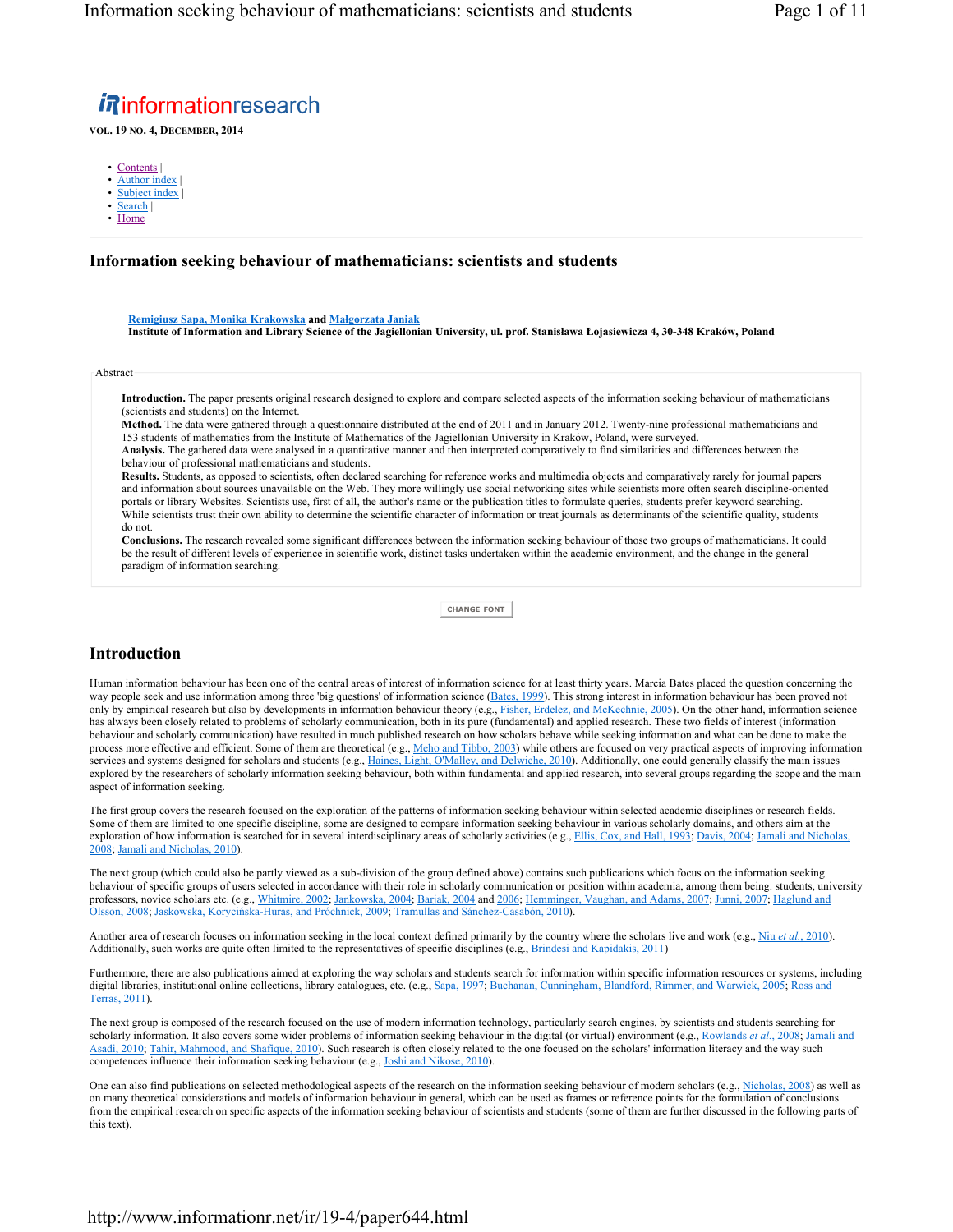informationresearch

VOL. 19 NO. 4, DECEMBER, 2014

- Contents |
- Author index |
- Subject index |
- Search |
- Home

# Information seeking behaviour of mathematicians: scientists and students

**Remigiusz Sapa, Monika Krakowska** and **Małgorzata Janiak**
**Institute of Information and Library Science of the Jagiellonian University, ul. prof. Stanisława Łojasiewicza 4, 30-348 Kraków, Poland**

Abstract

**Introduction.** The paper presents original research designed to explore and compare selected aspects of the information seeking behaviour of mathematicians (scientists and students) on the Internet.
**Method.** The data were gathered through a questionnaire distributed at the end of 2011 and in January 2012. Twenty-nine professional mathematicians and 153 students of mathematics from the Institute of Mathematics of the Jagiellonian University in Kraków, Poland, were surveyed.
**Analysis.** The gathered data were analysed in a quantitative manner and then interpreted comparatively to find similarities and differences between the behaviour of professional mathematicians and students.
**Results.** Students, as opposed to scientists, often declared searching for reference works and multimedia objects and comparatively rarely for journal papers and information about sources unavailable on the Web. They more willingly use social networking sites while scientists more often search discipline-oriented portals or library Websites. Scientists use, first of all, the author's name or the publication titles to formulate queries, students prefer keyword searching. While scientists trust their own ability to determine the scientific character of information or treat journals as determinants of the scientific quality, students do not.
**Conclusions.** The research revealed some significant differences between the information seeking behaviour of those two groups of mathematicians. It could be the result of different levels of experience in scientific work, distinct tasks undertaken within the academic environment, and the change in the general paradigm of information searching.

CHANGE FONT

## Introduction

Human information behaviour has been one of the central areas of interest of information science for at least thirty years. Marcia Bates placed the question concerning the way people seek and use information among three 'big questions' of information science (Bates, 1999). This strong interest in information behaviour has been proved not only by empirical research but also by developments in information behaviour theory (e.g., Fisher, Erdelez, and McKechnie, 2005). On the other hand, information science has always been closely related to problems of scholarly communication, both in its pure (fundamental) and applied research. These two fields of interest (information behaviour and scholarly communication) have resulted in much published research on how scholars behave while seeking information and what can be done to make the process more effective and efficient. Some of them are theoretical (e.g., Meho and Tibbo, 2003) while others are focused on very practical aspects of improving information services and systems designed for scholars and students (e.g., Haines, Light, O'Malley, and Delwiche, 2010). Additionally, one could generally classify the main issues explored by the researchers of scholarly information seeking behaviour, both within fundamental and applied research, into several groups regarding the scope and the main aspect of information seeking.

The first group covers the research focused on the exploration of the patterns of information seeking behaviour within selected academic disciplines or research fields. Some of them are limited to one specific discipline, some are designed to compare information seeking behaviour in various scholarly domains, and others aim at the exploration of how information is searched for in several interdisciplinary areas of scholarly activities (e.g., Ellis, Cox, and Hall, 1993; Davis, 2004; Jamali and Nicholas, 2008; Jamali and Nicholas, 2010).

The next group (which could also be partly viewed as a sub-division of the group defined above) contains such publications which focus on the information seeking behaviour of specific groups of users selected in accordance with their role in scholarly communication or position within academia, among them being: students, university professors, novice scholars etc. (e.g., Whitmire, 2002; Jankowska, 2004; Barjak, 2004 and 2006; Hemminger, Vaughan, and Adams, 2007; Junni, 2007; Haglund and Olsson, 2008; Jaskowska, Korycińska-Huras, and Próchnick, 2009; Tramullas and Sánchez-Casabón, 2010).

Another area of research focuses on information seeking in the local context defined primarily by the country where the scholars live and work (e.g., Niu *et al.*, 2010). Additionally, such works are quite often limited to the representatives of specific disciplines (e.g., Brindesi and Kapidakis, 2011)

Furthermore, there are also publications aimed at exploring the way scholars and students search for information within specific information resources or systems, including digital libraries, institutional online collections, library catalogues, etc. (e.g., Sapa, 1997; Buchanan, Cunningham, Blandford, Rimmer, and Warwick, 2005; Ross and Terras, 2011).

The next group is composed of the research focused on the use of modern information technology, particularly search engines, by scientists and students searching for scholarly information. It also covers some wider problems of information seeking behaviour in the digital (or virtual) environment (e.g., Rowlands *et al.*, 2008; Jamali and Asadi, 2010; Tahir, Mahmood, and Shafique, 2010). Such research is often closely related to the one focused on the scholars' information literacy and the way such competences influence their information seeking behaviour (e.g., Joshi and Nikose, 2010).

One can also find publications on selected methodological aspects of the research on the information seeking behaviour of modern scholars (e.g., Nicholas, 2008) as well as on many theoretical considerations and models of information behaviour in general, which can be used as frames or reference points for the formulation of conclusions from the empirical research on specific aspects of the information seeking behaviour of scientists and students (some of them are further discussed in the following parts of this text).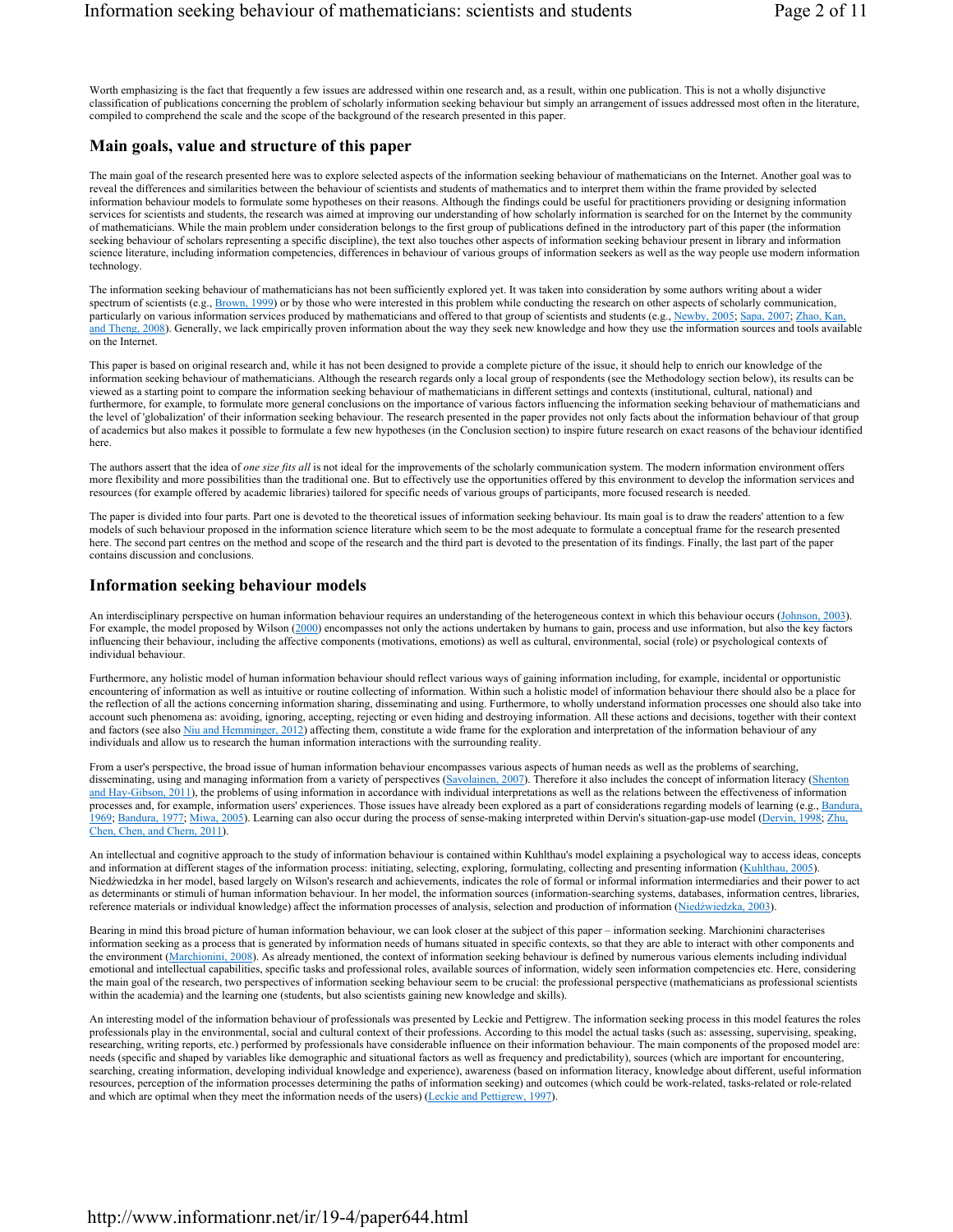Worth emphasizing is the fact that frequently a few issues are addressed within one research and, as a result, within one publication. This is not a wholly disjunctive classification of publications concerning the problem of scholarly information seeking behaviour but simply an arrangement of issues addressed most often in the literature, compiled to comprehend the scale and the scope of the background of the research presented in this paper.

## Main goals, value and structure of this paper

The main goal of the research presented here was to explore selected aspects of the information seeking behaviour of mathematicians on the Internet. Another goal was to reveal the differences and similarities between the behaviour of scientists and students of mathematics and to interpret them within the frame provided by selected information behaviour models to formulate some hypotheses on their reasons. Although the findings could be useful for practitioners providing or designing information services for scientists and students, the research was aimed at improving our understanding of how scholarly information is searched for on the Internet by the community of mathematicians. While the main problem under consideration belongs to the first group of publications defined in the introductory part of this paper (the information seeking behaviour of scholars representing a specific discipline), the text also touches other aspects of information seeking behaviour present in library and information science literature, including information competencies, differences in behaviour of various groups of information seekers as well as the way people use modern information technology.

The information seeking behaviour of mathematicians has not been sufficiently explored yet. It was taken into consideration by some authors writing about a wider spectrum of scientists (e.g., Brown, 1999) or by those who were interested in this problem while conducting the research on other aspects of scholarly communication, particularly on various information services produced by mathematicians and offered to that group of scientists and students (e.g., Newby, 2005; Sapa, 2007; Zhao, Kan, and Theng, 2008). Generally, we lack empirically proven information about the way they seek new knowledge and how they use the information sources and tools available on the Internet.

This paper is based on original research and, while it has not been designed to provide a complete picture of the issue, it should help to enrich our knowledge of the information seeking behaviour of mathematicians. Although the research regards only a local group of respondents (see the Methodology section below), its results can be viewed as a starting point to compare the information seeking behaviour of mathematicians in different settings and contexts (institutional, cultural, national) and furthermore, for example, to formulate more general conclusions on the importance of various factors influencing the information seeking behaviour of mathematicians and the level of 'globalization' of their information seeking behaviour. The research presented in the paper provides not only facts about the information behaviour of that group of academics but also makes it possible to formulate a few new hypotheses (in the Conclusion section) to inspire future research on exact reasons of the behaviour identified here.

The authors assert that the idea of *one size fits all* is not ideal for the improvements of the scholarly communication system. The modern information environment offers more flexibility and more possibilities than the traditional one. But to effectively use the opportunities offered by this environment to develop the information services and resources (for example offered by academic libraries) tailored for specific needs of various groups of participants, more focused research is needed.

The paper is divided into four parts. Part one is devoted to the theoretical issues of information seeking behaviour. Its main goal is to draw the readers' attention to a few models of such behaviour proposed in the information science literature which seem to be the most adequate to formulate a conceptual frame for the research presented here. The second part centres on the method and scope of the research and the third part is devoted to the presentation of its findings. Finally, the last part of the paper contains discussion and conclusions.

## Information seeking behaviour models

An interdisciplinary perspective on human information behaviour requires an understanding of the heterogeneous context in which this behaviour occurs (Johnson, 2003). For example, the model proposed by Wilson (2000) encompasses not only the actions undertaken by humans to gain, process and use information, but also the key factors influencing their behaviour, including the affective components (motivations, emotions) as well as cultural, environmental, social (role) or psychological contexts of individual behaviour.

Furthermore, any holistic model of human information behaviour should reflect various ways of gaining information including, for example, incidental or opportunistic encountering of information as well as intuitive or routine collecting of information. Within such a holistic model of information behaviour there should also be a place for the reflection of all the actions concerning information sharing, disseminating and using. Furthermore, to wholly understand information processes one should also take into account such phenomena as: avoiding, ignoring, accepting, rejecting or even hiding and destroying information. All these actions and decisions, together with their context and factors (see also Niu and Hemminger, 2012) affecting them, constitute a wide frame for the exploration and interpretation of the information behaviour of any individuals and allow us to research the human information interactions with the surrounding reality.

From a user's perspective, the broad issue of human information behaviour encompasses various aspects of human needs as well as the problems of searching, disseminating, using and managing information from a variety of perspectives (Savolainen, 2007). Therefore it also includes the concept of information literacy (Shenton and Hay-Gibson, 2011), the problems of using information in accordance with individual interpretations as well as the relations between the effectiveness of information processes and, for example, information users' experiences. Those issues have already been explored as a part of considerations regarding models of learning (e.g., Bandura, 1969; Bandura, 1977; Miwa, 2005). Learning can also occur during the process of sense-making interpreted within Dervin's situation-gap-use model (Dervin, 1998; Zhu, Chen, Chen, and Chern, 2011).

An intellectual and cognitive approach to the study of information behaviour is contained within Kuhlthau's model explaining a psychological way to access ideas, concepts and information at different stages of the information process: initiating, selecting, exploring, formulating, collecting and presenting information (Kuhlthau, 2005). Niedźwiedzka in her model, based largely on Wilson's research and achievements, indicates the role of formal or informal information intermediaries and their power to act as determinants or stimuli of human information behaviour. In her model, the information sources (information-searching systems, databases, information centres, libraries, reference materials or individual knowledge) affect the information processes of analysis, selection and production of information (Niedźwiedzka, 2003).

Bearing in mind this broad picture of human information behaviour, we can look closer at the subject of this paper – information seeking. Marchionini characterises information seeking as a process that is generated by information needs of humans situated in specific contexts, so that they are able to interact with other components and the environment (Marchionini, 2008). As already mentioned, the context of information seeking behaviour is defined by numerous various elements including individual emotional and intellectual capabilities, specific tasks and professional roles, available sources of information, widely seen information competencies etc. Here, considering the main goal of the research, two perspectives of information seeking behaviour seem to be crucial: the professional perspective (mathematicians as professional scientists within the academia) and the learning one (students, but also scientists gaining new knowledge and skills).

An interesting model of the information behaviour of professionals was presented by Leckie and Pettigrew. The information seeking process in this model features the roles professionals play in the environmental, social and cultural context of their professions. According to this model the actual tasks (such as: assessing, supervising, speaking, researching, writing reports, etc.) performed by professionals have considerable influence on their information behaviour. The main components of the proposed model are: needs (specific and shaped by variables like demographic and situational factors as well as frequency and predictability), sources (which are important for encountering, searching, creating information, developing individual knowledge and experience), awareness (based on information literacy, knowledge about different, useful information resources, perception of the information processes determining the paths of information seeking) and outcomes (which could be work-related, tasks-related or role-related and which are optimal when they meet the information needs of the users) (Leckie and Pettigrew, 1997).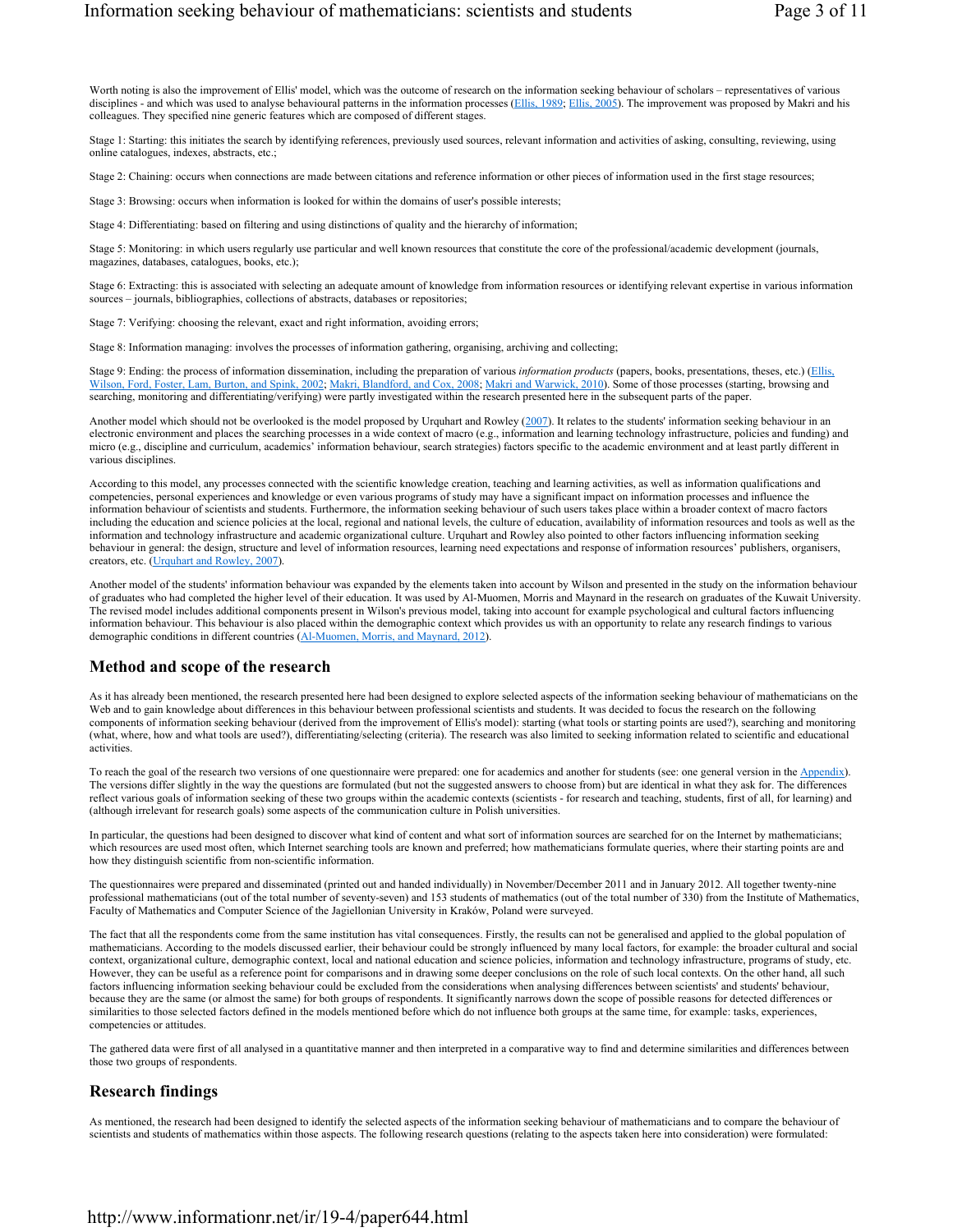Worth noting is also the improvement of Ellis' model, which was the outcome of research on the information seeking behaviour of scholars – representatives of various disciplines - and which was used to analyse behavioural patterns in the information processes (Ellis, 1989; Ellis, 2005). The improvement was proposed by Makri and his colleagues. They specified nine generic features which are composed of different stages.

Stage 1: Starting: this initiates the search by identifying references, previously used sources, relevant information and activities of asking, consulting, reviewing, using online catalogues, indexes, abstracts, etc.;

Stage 2: Chaining: occurs when connections are made between citations and reference information or other pieces of information used in the first stage resources;

Stage 3: Browsing: occurs when information is looked for within the domains of user's possible interests;

Stage 4: Differentiating: based on filtering and using distinctions of quality and the hierarchy of information;

Stage 5: Monitoring: in which users regularly use particular and well known resources that constitute the core of the professional/academic development (journals, magazines, databases, catalogues, books, etc.);

Stage 6: Extracting: this is associated with selecting an adequate amount of knowledge from information resources or identifying relevant expertise in various information sources – journals, bibliographies, collections of abstracts, databases or repositories;

Stage 7: Verifying: choosing the relevant, exact and right information, avoiding errors;

Stage 8: Information managing: involves the processes of information gathering, organising, archiving and collecting;

Stage 9: Ending: the process of information dissemination, including the preparation of various *information products* (papers, books, presentations, theses, etc.) (Ellis, Wilson, Ford, Foster, Lam, Burton, and Spink, 2002; Makri, Blandford, and Cox, 2008; Makri and Warwick, 2010). Some of those processes (starting, browsing and searching, monitoring and differentiating/verifying) were partly investigated within the research presented here in the subsequent parts of the paper.

Another model which should not be overlooked is the model proposed by Urquhart and Rowley (2007). It relates to the students' information seeking behaviour in an electronic environment and places the searching processes in a wide context of macro (e.g., information and learning technology infrastructure, policies and funding) and micro (e.g., discipline and curriculum, academics' information behaviour, search strategies) factors specific to the academic environment and at least partly different in various disciplines.

According to this model, any processes connected with the scientific knowledge creation, teaching and learning activities, as well as information qualifications and competencies, personal experiences and knowledge or even various programs of study may have a significant impact on information processes and influence the information behaviour of scientists and students. Furthermore, the information seeking behaviour of such users takes place within a broader context of macro factors including the education and science policies at the local, regional and national levels, the culture of education, availability of information resources and tools as well as the information and technology infrastructure and academic organizational culture. Urquhart and Rowley also pointed to other factors influencing information seeking behaviour in general: the design, structure and level of information resources, learning need expectations and response of information resources' publishers, organisers, creators, etc. (Urquhart and Rowley, 2007).

Another model of the students' information behaviour was expanded by the elements taken into account by Wilson and presented in the study on the information behaviour of graduates who had completed the higher level of their education. It was used by Al-Muomen, Morris and Maynard in the research on graduates of the Kuwait University. The revised model includes additional components present in Wilson's previous model, taking into account for example psychological and cultural factors influencing information behaviour. This behaviour is also placed within the demographic context which provides us with an opportunity to relate any research findings to various demographic conditions in different countries (Al-Muomen, Morris, and Maynard, 2012).

## Method and scope of the research

As it has already been mentioned, the research presented here had been designed to explore selected aspects of the information seeking behaviour of mathematicians on the Web and to gain knowledge about differences in this behaviour between professional scientists and students. It was decided to focus the research on the following components of information seeking behaviour (derived from the improvement of Ellis's model): starting (what tools or starting points are used?), searching and monitoring (what, where, how and what tools are used?), differentiating/selecting (criteria). The research was also limited to seeking information related to scientific and educational activities.

To reach the goal of the research two versions of one questionnaire were prepared: one for academics and another for students (see: one general version in the Appendix). The versions differ slightly in the way the questions are formulated (but not the suggested answers to choose from) but are identical in what they ask for. The differences reflect various goals of information seeking of these two groups within the academic contexts (scientists - for research and teaching, students, first of all, for learning) and (although irrelevant for research goals) some aspects of the communication culture in Polish universities.

In particular, the questions had been designed to discover what kind of content and what sort of information sources are searched for on the Internet by mathematicians; which resources are used most often, which Internet searching tools are known and preferred; how mathematicians formulate queries, where their starting points are and how they distinguish scientific from non-scientific information.

The questionnaires were prepared and disseminated (printed out and handed individually) in November/December 2011 and in January 2012. All together twenty-nine professional mathematicians (out of the total number of seventy-seven) and 153 students of mathematics (out of the total number of 330) from the Institute of Mathematics, Faculty of Mathematics and Computer Science of the Jagiellonian University in Kraków, Poland were surveyed.

The fact that all the respondents come from the same institution has vital consequences. Firstly, the results can not be generalised and applied to the global population of mathematicians. According to the models discussed earlier, their behaviour could be strongly influenced by many local factors, for example: the broader cultural and social context, organizational culture, demographic context, local and national education and science policies, information and technology infrastructure, programs of study, etc. However, they can be useful as a reference point for comparisons and in drawing some deeper conclusions on the role of such local contexts. On the other hand, all such factors influencing information seeking behaviour could be excluded from the considerations when analysing differences between scientists' and students' behaviour, because they are the same (or almost the same) for both groups of respondents. It significantly narrows down the scope of possible reasons for detected differences or similarities to those selected factors defined in the models mentioned before which do not influence both groups at the same time, for example: tasks, experiences, competencies or attitudes.

The gathered data were first of all analysed in a quantitative manner and then interpreted in a comparative way to find and determine similarities and differences between those two groups of respondents.

## Research findings

As mentioned, the research had been designed to identify the selected aspects of the information seeking behaviour of mathematicians and to compare the behaviour of scientists and students of mathematics within those aspects. The following research questions (relating to the aspects taken here into consideration) were formulated: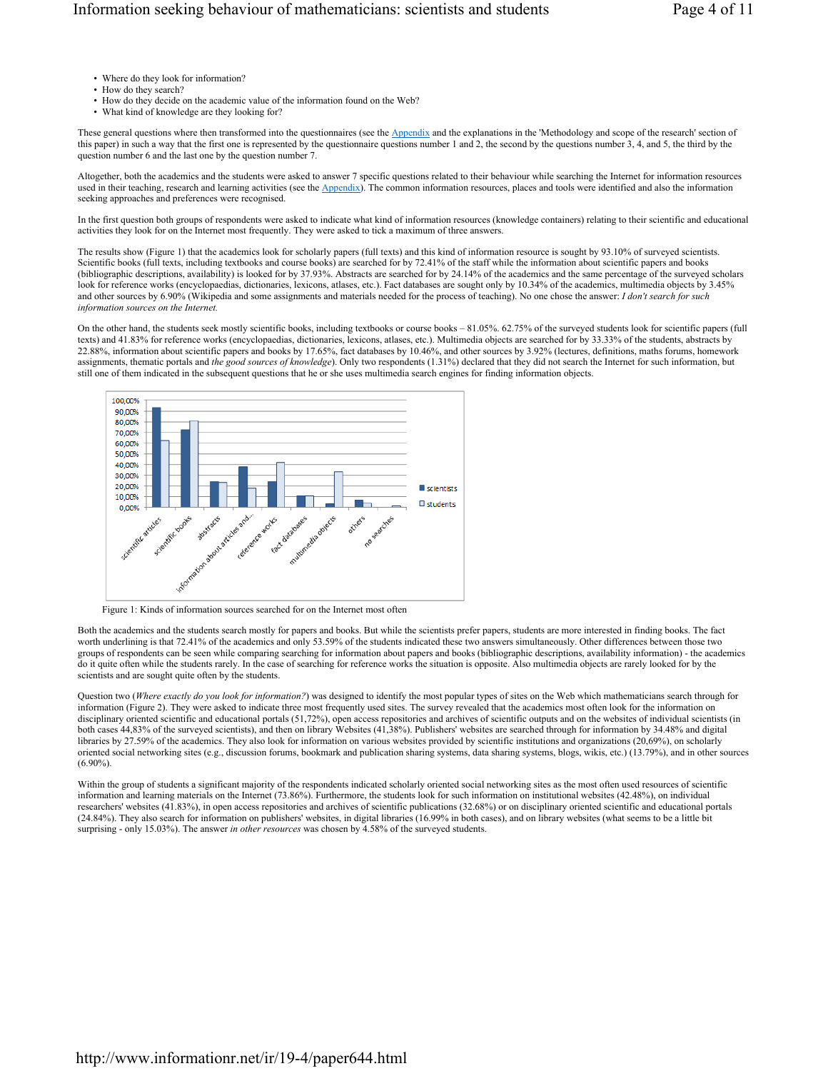- Where do they look for information?
- How do they search?
- How do they decide on the academic value of the information found on the Web?
- What kind of knowledge are they looking for?

These general questions where then transformed into the questionnaires (see the Appendix and the explanations in the 'Methodology and scope of the research' section of this paper) in such a way that the first one is represented by the questionnaire questions number 1 and 2, the second by the questions number 3, 4, and 5, the third by the question number 6 and the last one by the question number 7.

Altogether, both the academics and the students were asked to answer 7 specific questions related to their behaviour while searching the Internet for information resources used in their teaching, research and learning activities (see the Appendix). The common information resources, places and tools were identified and also the information seeking approaches and preferences were recognised.

In the first question both groups of respondents were asked to indicate what kind of information resources (knowledge containers) relating to their scientific and educational activities they look for on the Internet most frequently. They were asked to tick a maximum of three answers.

The results show (Figure 1) that the academics look for scholarly papers (full texts) and this kind of information resource is sought by 93.10% of surveyed scientists. Scientific books (full texts, including textbooks and course books) are searched for by 72.41% of the staff while the information about scientific papers and books (bibliographic descriptions, availability) is looked for by 37.93%. Abstracts are searched for by 24.14% of the academics and the same percentage of the surveyed scholars look for reference works (encyclopaedias, dictionaries, lexicons, atlases, etc.). Fact databases are sought only by 10.34% of the academics, multimedia objects by 3.45% and other sources by 6.90% (Wikipedia and some assignments and materials needed for the process of teaching). No one chose the answer: *I don't search for such information sources on the Internet.*

On the other hand, the students seek mostly scientific books, including textbooks or course books – 81.05%. 62.75% of the surveyed students look for scientific papers (full texts) and 41.83% for reference works (encyclopaedias, dictionaries, lexicons, atlases, etc.). Multimedia objects are searched for by 33.33% of the students, abstracts by 22.88%, information about scientific papers and books by 17.65%, fact databases by 10.46%, and other sources by 3.92% (lectures, definitions, maths forums, homework assignments, thematic portals and *the good sources of knowledge*). Only two respondents (1.31%) declared that they did not search the Internet for such information, but still one of them indicated in the subsequent questions that he or she uses multimedia search engines for finding information objects.

Figure 1: Kinds of information sources searched for on the Internet most often

Both the academics and the students search mostly for papers and books. But while the scientists prefer papers, students are more interested in finding books. The fact worth underlining is that 72.41% of the academics and only 53.59% of the students indicated these two answers simultaneously. Other differences between those two groups of respondents can be seen while comparing searching for information about papers and books (bibliographic descriptions, availability information) - the academics do it quite often while the students rarely. In the case of searching for reference works the situation is opposite. Also multimedia objects are rarely looked for by the scientists and are sought quite often by the students.

Question two (*Where exactly do you look for information?*) was designed to identify the most popular types of sites on the Web which mathematicians search through for information (Figure 2). They were asked to indicate three most frequently used sites. The survey revealed that the academics most often look for the information on disciplinary oriented scientific and educational portals (51,72%), open access repositories and archives of scientific outputs and on the websites of individual scientists (in both cases 44,83% of the surveyed scientists), and then on library Websites (41,38%). Publishers' websites are searched through for information by 34.48% and digital libraries by 27.59% of the academics. They also look for information on various websites provided by scientific institutions and organizations (20,69%), on scholarly oriented social networking sites (e.g., discussion forums, bookmark and publication sharing systems, data sharing systems, blogs, wikis, etc.) (13.79%), and in other sources (6.90%).

Within the group of students a significant majority of the respondents indicated scholarly oriented social networking sites as the most often used resources of scientific information and learning materials on the Internet (73.86%). Furthermore, the students look for such information on institutional websites (42.48%), on individual researchers' websites (41.83%), in open access repositories and archives of scientific publications (32.68%) or on disciplinary oriented scientific and educational portals (24.84%). They also search for information on publishers' websites, in digital libraries (16.99% in both cases), and on library websites (what seems to be a little bit surprising - only 15.03%). The answer *in other resources* was chosen by 4.58% of the surveyed students.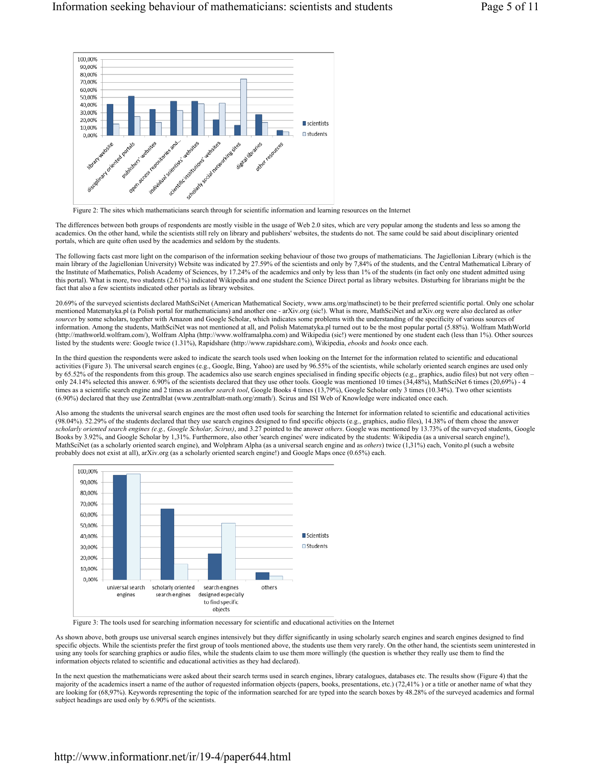Figure 2: The sites which mathematicians search through for scientific information and learning resources on the Internet

The differences between both groups of respondents are mostly visible in the usage of Web 2.0 sites, which are very popular among the students and less so among the academics. On the other hand, while the scientists still rely on library and publishers' websites, the students do not. The same could be said about disciplinary oriented portals, which are quite often used by the academics and seldom by the students.

The following facts cast more light on the comparison of the information seeking behaviour of those two groups of mathematicians. The Jagiellonian Library (which is the main library of the Jagiellonian University) Website was indicated by 27.59% of the scientists and only by 7,84% of the students, and the Central Mathematical Library of the Institute of Mathematics, Polish Academy of Sciences, by 17.24% of the academics and only by less than 1% of the students (in fact only one student admitted using this portal). What is more, two students (2.61%) indicated Wikipedia and one student the Science Direct portal as library websites. Disturbing for librarians might be the fact that also a few scientists indicated other portals as library websites.

20.69% of the surveyed scientists declared MathSciNet (American Mathematical Society, www.ams.org/mathscinet) to be their preferred scientific portal. Only one scholar mentioned Matematyka.pl (a Polish portal for mathematicians) and another one - arXiv.org (sic!). What is more, MathSciNet and arXiv.org were also declared as *other sources* by some scholars, together with Amazon and Google Scholar, which indicates some problems with the understanding of the specificity of various sources of information. Among the students, MathSciNet was not mentioned at all, and Polish Matematyka.pl turned out to be the most popular portal (5.88%). Wolfram MathWorld (http://mathworld.wolfram.com/), Wolfram Alpha (http://www.wolframalpha.com) and Wikipedia (sic!) were mentioned by one student each (less than 1%). Other sources listed by the students were: Google twice (1.31%), Rapidshare (http://www.rapidshare.com), Wikipedia, *ebooks* and *books* once each.

In the third question the respondents were asked to indicate the search tools used when looking on the Internet for the information related to scientific and educational activities (Figure 3). The universal search engines (e.g., Google, Bing, Yahoo) are used by 96.55% of the scientists, while scholarly oriented search engines are used only by 65.52% of the respondents from this group. The academics also use search engines specialised in finding specific objects (e.g., graphics, audio files) but not very often – only 24.14% selected this answer. 6.90% of the scientists declared that they use other tools. Google was mentioned 10 times (34,48%), MathSciNet 6 times (20,69%) - 4 times as a scientific search engine and 2 times as *another search tool*, Google Books 4 times (13,79%), Google Scholar only 3 times (10.34%). Two other scientists (6.90%) declared that they use Zentralblat (www.zentralblatt-math.org/zmath/). Scirus and ISI Web of Knowledge were indicated once each.

Also among the students the universal search engines are the most often used tools for searching the Internet for information related to scientific and educational activities (98.04%). 52.29% of the students declared that they use search engines designed to find specific objects (e.g., graphics, audio files), 14.38% of them chose the answer *scholarly oriented search engines (e.g., Google Scholar, Scirus)*, and 3.27 pointed to the answer *others*. Google was mentioned by 13.73% of the surveyed students, Google Books by 3.92%, and Google Scholar by 1,31%. Furthermore, also other 'search engines' were indicated by the students: Wikipedia (as a universal search engine!), MathSciNet (as a scholarly oriented search engine), and Wolphram Alpha (as a universal search engine and as *others*) twice (1,31%) each, Vonito.pl (such a website probably does not exist at all), arXiv.org (as a scholarly oriented search engine!) and Google Maps once (0.65%) each.

Figure 3: The tools used for searching information necessary for scientific and educational activities on the Internet

As shown above, both groups use universal search engines intensively but they differ significantly in using scholarly search engines and search engines designed to find specific objects. While the scientists prefer the first group of tools mentioned above, the students use them very rarely. On the other hand, the scientists seem uninterested in using any tools for searching graphics or audio files, while the students claim to use them more willingly (the question is whether they really use them to find the information objects related to scientific and educational activities as they had declared).

In the next question the mathematicians were asked about their search terms used in search engines, library catalogues, databases etc. The results show (Figure 4) that the majority of the academics insert a name of the author of requested information objects (papers, books, presentations, etc.) (72,41% ) or a title or another name of what they are looking for (68,97%). Keywords representing the topic of the information searched for are typed into the search boxes by 48.28% of the surveyed academics and formal subject headings are used only by 6.90% of the scientists.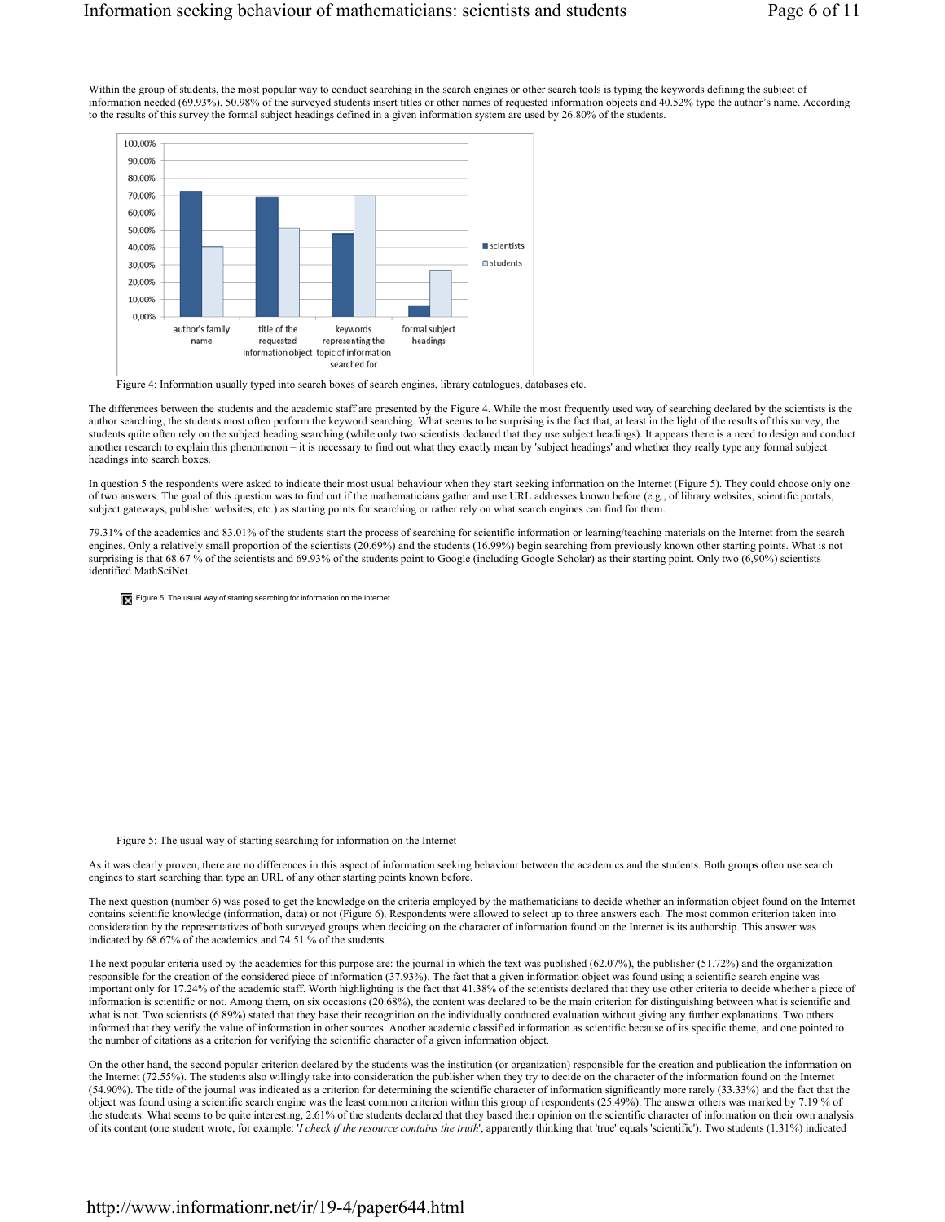Within the group of students, the most popular way to conduct searching in the search engines or other search tools is typing the keywords defining the subject of information needed (69.93%). 50.98% of the surveyed students insert titles or other names of requested information objects and 40.52% type the author's name. According to the results of this survey the formal subject headings defined in a given information system are used by 26.80% of the students.

Figure 4: Information usually typed into search boxes of search engines, library catalogues, databases etc.

The differences between the students and the academic staff are presented by the Figure 4. While the most frequently used way of searching declared by the scientists is the author searching, the students most often perform the keyword searching. What seems to be surprising is the fact that, at least in the light of the results of this survey, the students quite often rely on the subject heading searching (while only two scientists declared that they use subject headings). It appears there is a need to design and conduct another research to explain this phenomenon – it is necessary to find out what they exactly mean by 'subject headings' and whether they really type any formal subject headings into search boxes.

In question 5 the respondents were asked to indicate their most usual behaviour when they start seeking information on the Internet (Figure 5). They could choose only one of two answers. The goal of this question was to find out if the mathematicians gather and use URL addresses known before (e.g., of library websites, scientific portals, subject gateways, publisher websites, etc.) as starting points for searching or rather rely on what search engines can find for them.

79.31% of the academics and 83.01% of the students start the process of searching for scientific information or learning/teaching materials on the Internet from the search engines. Only a relatively small proportion of the scientists (20.69%) and the students (16.99%) begin searching from previously known other starting points. What is not surprising is that 68.67 % of the scientists and 69.93% of the students point to Google (including Google Scholar) as their starting point. Only two (6,90%) scientists identified MathSciNet.

Figure 5: The usual way of starting searching for information on the Internet

As it was clearly proven, there are no differences in this aspect of information seeking behaviour between the academics and the students. Both groups often use search engines to start searching than type an URL of any other starting points known before.

The next question (number 6) was posed to get the knowledge on the criteria employed by the mathematicians to decide whether an information object found on the Internet contains scientific knowledge (information, data) or not (Figure 6). Respondents were allowed to select up to three answers each. The most common criterion taken into consideration by the representatives of both surveyed groups when deciding on the character of information found on the Internet is its authorship. This answer was indicated by 68.67% of the academics and 74.51 % of the students.

The next popular criteria used by the academics for this purpose are: the journal in which the text was published (62.07%), the publisher (51.72%) and the organization responsible for the creation of the considered piece of information (37.93%). The fact that a given information object was found using a scientific search engine was important only for 17.24% of the academic staff. Worth highlighting is the fact that 41.38% of the scientists declared that they use other criteria to decide whether a piece of information is scientific or not. Among them, on six occasions (20.68%), the content was declared to be the main criterion for distinguishing between what is scientific and what is not. Two scientists (6.89%) stated that they base their recognition on the individually conducted evaluation without giving any further explanations. Two others informed that they verify the value of information in other sources. Another academic classified information as scientific because of its specific theme, and one pointed to the number of citations as a criterion for verifying the scientific character of a given information object.

On the other hand, the second popular criterion declared by the students was the institution (or organization) responsible for the creation and publication the information on the Internet (72.55%). The students also willingly take into consideration the publisher when they try to decide on the character of the information found on the Internet (54.90%). The title of the journal was indicated as a criterion for determining the scientific character of information significantly more rarely (33.33%) and the fact that the object was found using a scientific search engine was the least common criterion within this group of respondents (25.49%). The answer others was marked by 7.19 % of the students. What seems to be quite interesting, 2.61% of the students declared that they based their opinion on the scientific character of information on their own analysis of its content (one student wrote, for example: '*I check if the resource contains the truth*', apparently thinking that 'true' equals 'scientific'). Two students (1.31%) indicated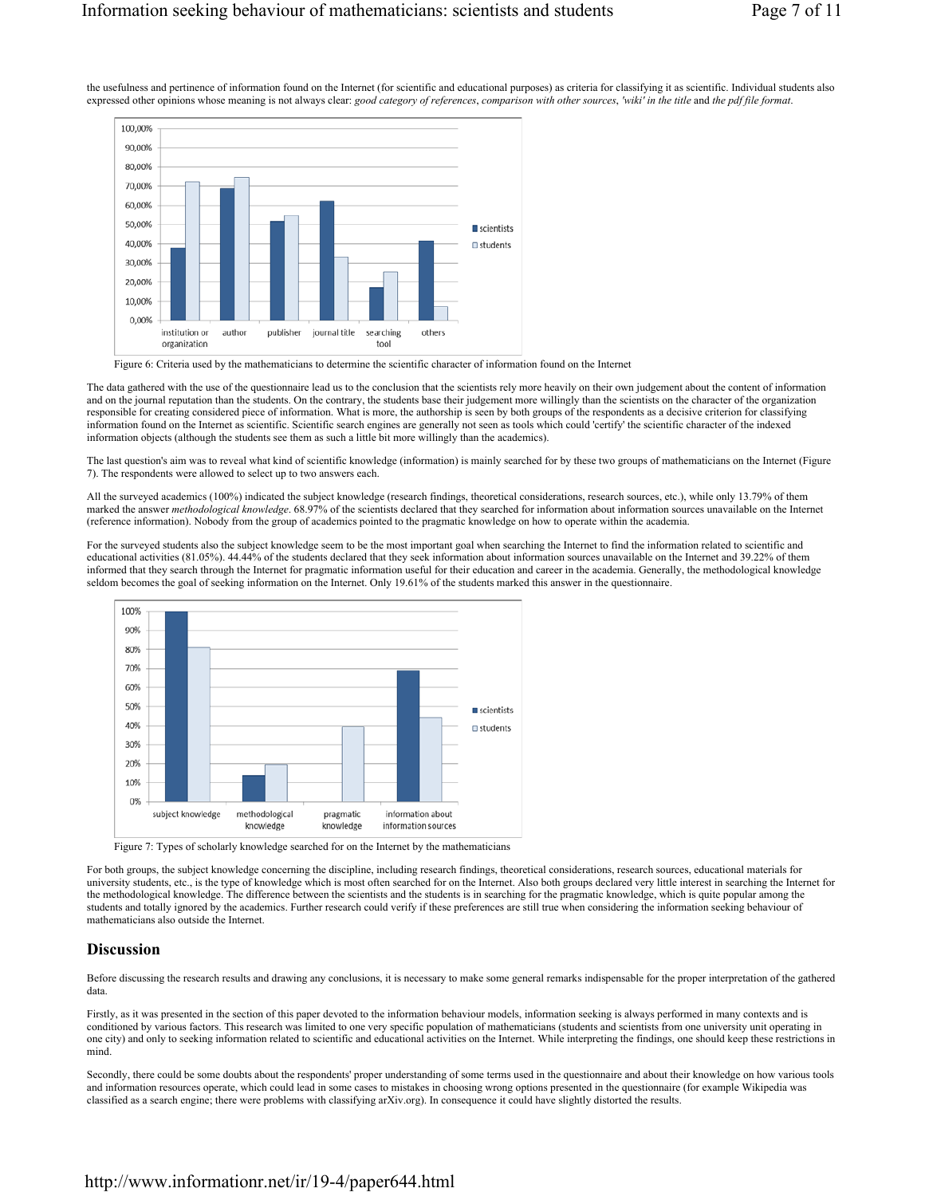the usefulness and pertinence of information found on the Internet (for scientific and educational purposes) as criteria for classifying it as scientific. Individual students also expressed other opinions whose meaning is not always clear: *good category of references*, *comparison with other sources*, *'wiki' in the title* and *the pdf file format*.

Figure 6: Criteria used by the mathematicians to determine the scientific character of information found on the Internet

The data gathered with the use of the questionnaire lead us to the conclusion that the scientists rely more heavily on their own judgement about the content of information and on the journal reputation than the students. On the contrary, the students base their judgement more willingly than the scientists on the character of the organization responsible for creating considered piece of information. What is more, the authorship is seen by both groups of the respondents as a decisive criterion for classifying information found on the Internet as scientific. Scientific search engines are generally not seen as tools which could 'certify' the scientific character of the indexed information objects (although the students see them as such a little bit more willingly than the academics).

The last question's aim was to reveal what kind of scientific knowledge (information) is mainly searched for by these two groups of mathematicians on the Internet (Figure 7). The respondents were allowed to select up to two answers each.

All the surveyed academics (100%) indicated the subject knowledge (research findings, theoretical considerations, research sources, etc.), while only 13.79% of them marked the answer *methodological knowledge*. 68.97% of the scientists declared that they searched for information about information sources unavailable on the Internet (reference information). Nobody from the group of academics pointed to the pragmatic knowledge on how to operate within the academia.

For the surveyed students also the subject knowledge seem to be the most important goal when searching the Internet to find the information related to scientific and educational activities (81.05%). 44.44% of the students declared that they seek information about information sources unavailable on the Internet and 39.22% of them informed that they search through the Internet for pragmatic information useful for their education and career in the academia. Generally, the methodological knowledge seldom becomes the goal of seeking information on the Internet. Only 19.61% of the students marked this answer in the questionnaire.

Figure 7: Types of scholarly knowledge searched for on the Internet by the mathematicians

For both groups, the subject knowledge concerning the discipline, including research findings, theoretical considerations, research sources, educational materials for university students, etc., is the type of knowledge which is most often searched for on the Internet. Also both groups declared very little interest in searching the Internet for the methodological knowledge. The difference between the scientists and the students is in searching for the pragmatic knowledge, which is quite popular among the students and totally ignored by the academics. Further research could verify if these preferences are still true when considering the information seeking behaviour of mathematicians also outside the Internet.

## Discussion

Before discussing the research results and drawing any conclusions, it is necessary to make some general remarks indispensable for the proper interpretation of the gathered data.

Firstly, as it was presented in the section of this paper devoted to the information behaviour models, information seeking is always performed in many contexts and is conditioned by various factors. This research was limited to one very specific population of mathematicians (students and scientists from one university unit operating in one city) and only to seeking information related to scientific and educational activities on the Internet. While interpreting the findings, one should keep these restrictions in mind.

Secondly, there could be some doubts about the respondents' proper understanding of some terms used in the questionnaire and about their knowledge on how various tools and information resources operate, which could lead in some cases to mistakes in choosing wrong options presented in the questionnaire (for example Wikipedia was classified as a search engine; there were problems with classifying arXiv.org). In consequence it could have slightly distorted the results.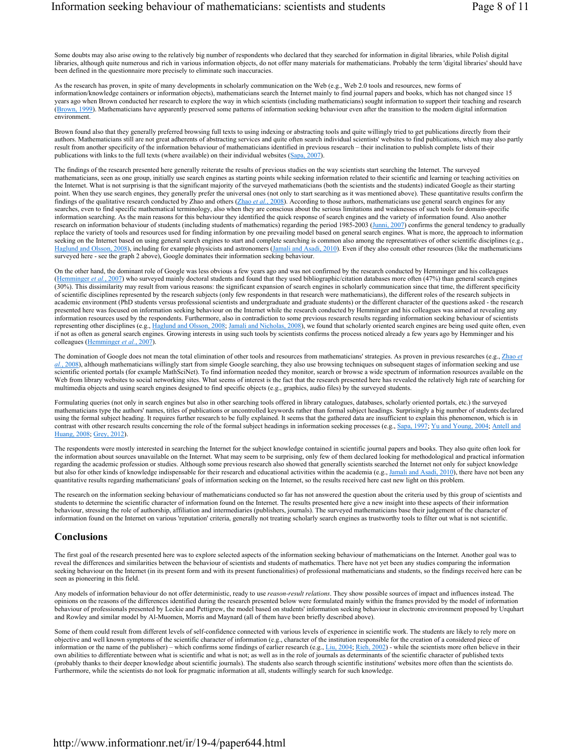Some doubts may also arise owing to the relatively big number of respondents who declared that they searched for information in digital libraries, while Polish digital libraries, although quite numerous and rich in various information objects, do not offer many materials for mathematicians. Probably the term 'digital libraries' should have been defined in the questionnaire more precisely to eliminate such inaccuracies.

As the research has proven, in spite of many developments in scholarly communication on the Web (e.g., Web 2.0 tools and resources, new forms of information/knowledge containers or information objects), mathematicians search the Internet mainly to find journal papers and books, which has not changed since 15 years ago when Brown conducted her research to explore the way in which scientists (including mathematicians) sought information to support their teaching and research (Brown, 1999). Mathematicians have apparently preserved some patterns of information seeking behaviour even after the transition to the modern digital information environment.

Brown found also that they generally preferred browsing full texts to using indexing or abstracting tools and quite willingly tried to get publications directly from their authors. Mathematicians still are not great adherents of abstracting services and quite often search individual scientists' websites to find publications, which may also partly result from another specificity of the information behaviour of mathematicians identified in previous research – their inclination to publish complete lists of their publications with links to the full texts (where available) on their individual websites (Sapa, 2007).

The findings of the research presented here generally reiterate the results of previous studies on the way scientists start searching the Internet. The surveyed mathematicians, seen as one group, initially use search engines as starting points while seeking information related to their scientific and learning or teaching activities on the Internet. What is not surprising is that the significant majority of the surveyed mathematicians (both the scientists and the students) indicated Google as their starting point. When they use search engines, they generally prefer the universal ones (not only to start searching as it was mentioned above). These quantitative results confirm the findings of the qualitative research conducted by Zhao and others (Zhao *et al.*, 2008). According to those authors, mathematicians use general search engines for any searches, even to find specific mathematical terminology, also when they are conscious about the serious limitations and weaknesses of such tools for domain-specific information searching. As the main reasons for this behaviour they identified the quick response of search engines and the variety of information found. Also another research on information behaviour of students (including students of mathematics) regarding the period 1985-2003 (Junni, 2007) confirms the general tendency to gradually replace the variety of tools and resources used for finding information by one prevailing model based on general search engines. What is more, the approach to information seeking on the Internet based on using general search engines to start and complete searching is common also among the representatives of other scientific disciplines (e.g., Haglund and Olsson, 2008), including for example physicists and astronomers (Jamali and Asadi, 2010). Even if they also consult other resources (like the mathematicians surveyed here - see the graph 2 above), Google dominates their information seeking behaviour.

On the other hand, the dominant role of Google was less obvious a few years ago and was not confirmed by the research conducted by Hemminger and his colleagues (Hemminger *et al.*, 2007) who surveyed mainly doctoral students and found that they used bibliographic/citation databases more often (47%) than general search engines (30%). This dissimilarity may result from various reasons: the significant expansion of search engines in scholarly communication since that time, the different specificity of scientific disciplines represented by the research subjects (only few respondents in that research were mathematicians), the different roles of the research subjects in academic environment (PhD students versus professional scientists and undergraduate and graduate students) or the different character of the questions asked - the research presented here was focused on information seeking behaviour on the Internet while the research conducted by Hemminger and his colleagues was aimed at revealing any information resources used by the respondents. Furthermore, also in contradiction to some previous research results regarding information seeking behaviour of scientists representing other disciplines (e.g., Haglund and Olsson, 2008; Jamali and Nicholas, 2008), we found that scholarly oriented search engines are being used quite often, even if not as often as general search engines. Growing interests in using such tools by scientists confirms the process noticed already a few years ago by Hemminger and his colleagues (Hemminger *et al.*, 2007).

The domination of Google does not mean the total elimination of other tools and resources from mathematicians' strategies. As proven in previous researches (e.g., Zhao *et al.*, 2008), although mathematicians willingly start from simple Google searching, they also use browsing techniques on subsequent stages of information seeking and use scientific oriented portals (for example MathSciNet). To find information needed they monitor, search or browse a wide spectrum of information resources available on the Web from library websites to social networking sites. What seems of interest is the fact that the research presented here has revealed the relatively high rate of searching for multimedia objects and using search engines designed to find specific objects (e.g., graphics, audio files) by the surveyed students.

Formulating queries (not only in search engines but also in other searching tools offered in library catalogues, databases, scholarly oriented portals, etc.) the surveyed mathematicians type the authors' names, titles of publications or uncontrolled keywords rather than formal subject headings. Surprisingly a big number of students declared using the formal subject heading. It requires further research to be fully explained. It seems that the gathered data are insufficient to explain this phenomenon, which is in contrast with other research results concerning the role of the formal subject headings in information seeking processes (e.g., Sapa, 1997; Yu and Young, 2004; Antell and Huang, 2008; Grey, 2012).

The respondents were mostly interested in searching the Internet for the subject knowledge contained in scientific journal papers and books. They also quite often look for the information about sources unavailable on the Internet. What may seem to be surprising, only few of them declared looking for methodological and practical information regarding the academic profession or studies. Although some previous research also showed that generally scientists searched the Internet not only for subject knowledge but also for other kinds of knowledge indispensable for their research and educational activities within the academia (e.g., Jamali and Asadi, 2010), there have not been any quantitative results regarding mathematicians' goals of information seeking on the Internet, so the results received here cast new light on this problem.

The research on the information seeking behaviour of mathematicians conducted so far has not answered the question about the criteria used by this group of scientists and students to determine the scientific character of information found on the Internet. The results presented here give a new insight into these aspects of their information behaviour, stressing the role of authorship, affiliation and intermediaries (publishers, journals). The surveyed mathematicians base their judgement of the character of information found on the Internet on various 'reputation' criteria, generally not treating scholarly search engines as trustworthy tools to filter out what is not scientific.

## Conclusions

The first goal of the research presented here was to explore selected aspects of the information seeking behaviour of mathematicians on the Internet. Another goal was to reveal the differences and similarities between the behaviour of scientists and students of mathematics. There have not yet been any studies comparing the information seeking behaviour on the Internet (in its present form and with its present functionalities) of professional mathematicians and students, so the findings received here can be seen as pioneering in this field.

Any models of information behaviour do not offer deterministic, ready to use *reason-result relations*. They show possible sources of impact and influences instead. The opinions on the reasons of the differences identified during the research presented below were formulated mainly within the frames provided by the model of information behaviour of professionals presented by Leckie and Pettigrew, the model based on students' information seeking behaviour in electronic environment proposed by Urquhart and Rowley and similar model by Al-Muomen, Morris and Maynard (all of them have been briefly described above).

Some of them could result from different levels of self-confidence connected with various levels of experience in scientific work. The students are likely to rely more on objective and well known symptoms of the scientific character of information (e.g., character of the institution responsible for the creation of a considered piece of information or the name of the publisher) – which confirms some findings of earlier research (e.g., Liu, 2004; Rieh, 2002) - while the scientists more often believe in their own abilities to differentiate between what is scientific and what is not; as well as in the role of journals as determinants of the scientific character of published texts (probably thanks to their deeper knowledge about scientific journals). The students also search through scientific institutions' websites more often than the scientists do. Furthermore, while the scientists do not look for pragmatic information at all, students willingly search for such knowledge.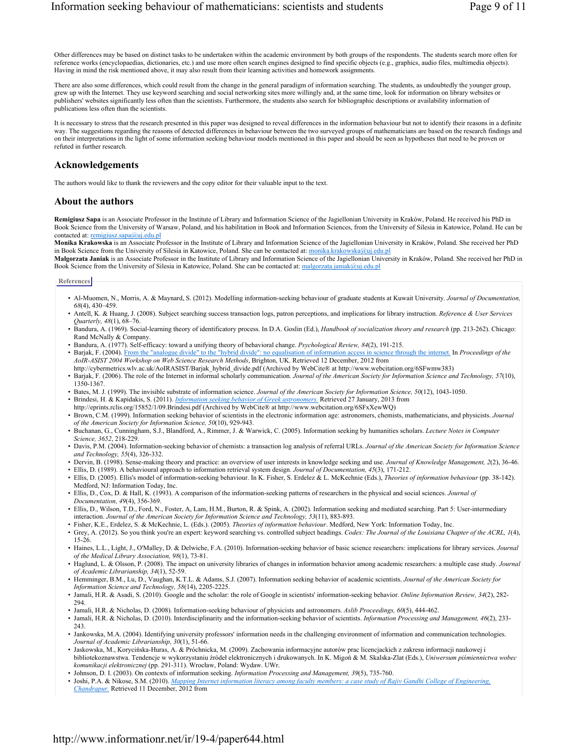Other differences may be based on distinct tasks to be undertaken within the academic environment by both groups of the respondents. The students search more often for reference works (encyclopaedias, dictionaries, etc.) and use more often search engines designed to find specific objects (e.g., graphics, audio files, multimedia objects). Having in mind the risk mentioned above, it may also result from their learning activities and homework assignments.

There are also some differences, which could result from the change in the general paradigm of information searching. The students, as undoubtedly the younger group, grew up with the Internet. They use keyword searching and social networking sites more willingly and, at the same time, look for information on library websites or publishers' websites significantly less often than the scientists. Furthermore, the students also search for bibliographic descriptions or availability information of publications less often than the scientists.

It is necessary to stress that the research presented in this paper was designed to reveal differences in the information behaviour but not to identify their reasons in a definite way. The suggestions regarding the reasons of detected differences in behaviour between the two surveyed groups of mathematicians are based on the research findings and on their interpretations in the light of some information seeking behaviour models mentioned in this paper and should be seen as hypotheses that need to be proven or refuted in further research.

## Acknowledgements

The authors would like to thank the reviewers and the copy editor for their valuable input to the text.

## About the authors

**Remigiusz Sapa** is an Associate Professor in the Institute of Library and Information Science of the Jagiellonian University in Kraków, Poland. He received his PhD in Book Science from the University of Warsaw, Poland, and his habilitation in Book and Information Sciences, from the University of Silesia in Katowice, Poland. He can be contacted at: remigiusz.sapa@uj.edu.pl
**Monika Krakowska** is an Associate Professor in the Institute of Library and Information Science of the Jagiellonian University in Kraków, Poland. She received her PhD in Book Science from the University of Silesia in Katowice, Poland. She can be contacted at: monika.krakowska@uj.edu.pl
**Małgorzata Janiak** is an Associate Professor in the Institute of Library and Information Science of the Jagiellonian University in Kraków, Poland. She received her PhD in Book Science from the University of Silesia in Katowice, Poland. She can be contacted at: malgorzata.janiak@uj.edu.pl

### References

- Al-Muomen, N., Morris, A. & Maynard, S. (2012). Modelling information-seeking behaviour of graduate students at Kuwait University. *Journal of Documentation, 68*(4), 430–459.
- Antell, K. & Huang, J. (2008). Subject searching success transaction logs, patron perceptions, and implications for library instruction. *Reference & User Services Quarterly, 48*(1), 68–76.
- Bandura, A. (1969). Social-learning theory of identificatory process. In D.A. Goslin (Ed.), *Handbook of socialization theory and research* (pp. 213-262). Chicago: Rand McNally & Company.
- Bandura, A. (1977). Self-efficacy: toward a unifying theory of behavioral change. *Psychological Review, 84*(2), 191-215.
- Barjak, F. (2004). From the "analogue divide" to the "hybrid divide": no equalisation of information access in science through the internet. In *Proceedings of the AoIR-ASIST 2004 Workshop on Web Science Research Methods*, Brighton, UK. Retrieved 12 December, 2012 from http://cybermetrics.wlv.ac.uk/AoIRASIST/Barjak_hybrid_divide.pdf (Archived by WebCite® at http://www.webcitation.org/6SFwmw383)
- Barjak, F. (2006). The role of the Internet in informal scholarly communication. *Journal of the American Society for Information Science and Technology, 57*(10), 1350-1367.
- Bates, M. J. (1999). The invisible substrate of information science. *Journal of the American Society for Information Science, 50*(12), 1043-1050.
- Brindesi, H. & Kapidakis, S. (2011). *Information seeking behavior of Greek astronomers.* Retrieved 27 January, 2013 from http://eprints.rclis.org/15852/1/09.Brindesi.pdf (Archived by WebCite® at http://www.webcitation.org/6SFxXewWQ)
- Brown, C.M. (1999). Information seeking behavior of scientists in the electronic information age: astronomers, chemists, mathematicians, and physicists. *Journal of the American Society for Information Science, 50*(10), 929-943.
- Buchanan, G., Cunningham, S.J., Blandford, A., Rimmer, J. & Warwick, C. (2005). Information seeking by humanities scholars. *Lecture Notes in Computer Science, 3652*, 218-229.
- Davis, P.M. (2004). Information-seeking behavior of chemists: a transaction log analysis of referral URLs. *Journal of the American Society for Information Science and Technology, 55*(4), 326-332.
- Dervin, B. (1998). Sense-making theory and practice: an overview of user interests in knowledge seeking and use. *Journal of Knowledge Management, 2*(2), 36-46.
- Ellis, D. (1989). A behavioural approach to information retrieval system design. *Journal of Documentation, 45*(3), 171-212.
- Ellis, D. (2005). Ellis's model of information-seeking behaviour. In K. Fisher, S. Erdelez & L. McKechnie (Eds.), *Theories of information behaviour* (pp. 38-142). Medford, NJ: Information Today, Inc.
- Ellis, D., Cox, D. & Hall, K. (1993). A comparison of the information-seeking patterns of researchers in the physical and social sciences. *Journal of Documentation, 49*(4), 356-369.
- Ellis, D., Wilson, T.D., Ford, N., Foster, A, Lam, H.M., Burton, R. & Spink, A. (2002). Information seeking and mediated searching. Part 5: User-intermediary interaction. *Journal of the American Society for Information Science and Technology, 53*(11), 883-893.
- Fisher, K.E., Erdelez, S. & McKechnie, L. (Eds.). (2005). *Theories of information behaviour*. Medford, New York: Information Today, Inc.
- Grey, A. (2012). So you think you're an expert: keyword searching vs. controlled subject headings. *Codex: The Journal of the Louisiana Chapter of the ACRL, 1*(4), 15-26.
- Haines, L.L., Light, J., O'Malley, D. & Delwiche, F.A. (2010). Information-seeking behavior of basic science researchers: implications for library services. *Journal of the Medical Library Association, 98*(1), 73-81.
- Haglund, L. & Olsson, P. (2008). The impact on university libraries of changes in information behavior among academic researchers: a multiple case study. *Journal of Academic Librarianship, 34*(1), 52-59.
- Hemminger, B.M., Lu, D., Vaughan, K.T.L. & Adams, S.J. (2007). Information seeking behavior of academic scientists. *Journal of the American Society for Information Science and Technology, 58*(14), 2205-2225.
- Jamali, H.R. & Asadi, S. (2010). Google and the scholar: the role of Google in scientists' information-seeking behavior. *Online Information Review, 34*(2), 282-294.
- Jamali, H.R. & Nicholas, D. (2008). Information-seeking behaviour of physicists and astronomers. *Aslib Proceedings, 60*(5), 444-462.
- Jamali, H.R. & Nicholas, D. (2010). Interdisciplinarity and the information-seeking behavior of scientists. *Information Processing and Management, 46*(2), 233-243.
- Jankowska, M.A. (2004). Identifying university professors' information needs in the challenging environment of information and communication technologies. *Journal of Academic Librarianship, 30*(1), 51-66.
- Jaskowska, M., Korycińska-Huras, A. & Próchnicka, M. (2009). Zachowania informacyjne autorów prac licencjackich z zakresu informacji naukowej i bibliotekoznawstwa. Tendencje w wykorzystaniu źródeł elektronicznych i drukowanych. In K. Migoń & M. Skalska-Zlat (Eds.), *Uniwersum piśmiennictwa wobec komunikacji elektronicznej* (pp. 291-311). Wrocław, Poland: Wydaw. UWr.
- Johnson, D. I. (2003). On contexts of information seeking. *Information Processing and Management, 39*(5), 735-760.
- Joshi, P.A. & Nikose, S.M. (2010). *Mapping Internet information literacy among faculty members: a case study of Rajiv Gandhi College of Engineering, Chandrapur.* Retrieved 11 December, 2012 from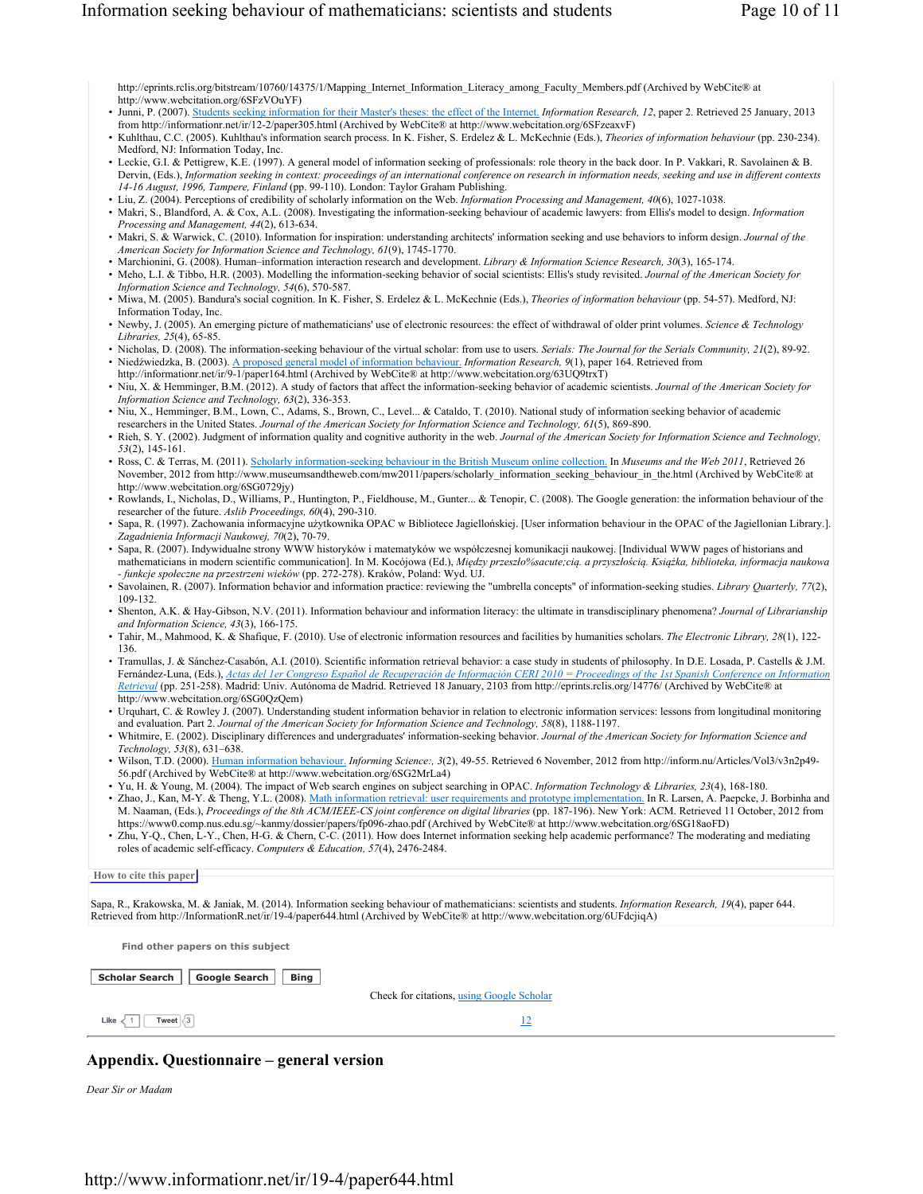http://eprints.rclis.org/bitstream/10760/14375/1/Mapping_Internet_Information_Literacy_among_Faculty_Members.pdf (Archived by WebCite® at http://www.webcitation.org/6SFzVOuYF)

- Junni, P. (2007). Students seeking information for their Master's theses: the effect of the Internet. *Information Research, 12*, paper 2. Retrieved 25 January, 2013 from http://informationr.net/ir/12-2/paper305.html (Archived by WebCite® at http://www.webcitation.org/6SFzeaxvF)
- Kuhlthau, C.C. (2005). Kuhlthau's information search process. In K. Fisher, S. Erdelez & L. McKechnie (Eds.), *Theories of information behaviour* (pp. 230-234). Medford, NJ: Information Today, Inc.
- Leckie, G.I. & Pettigrew, K.E. (1997). A general model of information seeking of professionals: role theory in the back door. In P. Vakkari, R. Savolainen & B. Dervin, (Eds.), *Information seeking in context: proceedings of an international conference on research in information needs, seeking and use in different contexts 14-16 August, 1996, Tampere, Finland* (pp. 99-110). London: Taylor Graham Publishing.
- Liu, Z. (2004). Perceptions of credibility of scholarly information on the Web. *Information Processing and Management, 40*(6), 1027-1038.
- Makri, S., Blandford, A. & Cox, A.L. (2008). Investigating the information-seeking behaviour of academic lawyers: from Ellis's model to design. *Information Processing and Management, 44*(2), 613-634.
- Makri, S. & Warwick, C. (2010). Information for inspiration: understanding architects' information seeking and use behaviors to inform design. *Journal of the American Society for Information Science and Technology, 61*(9), 1745-1770.
- Marchionini, G. (2008). Human–information interaction research and development. *Library & Information Science Research, 30*(3), 165-174.
- Meho, L.I. & Tibbo, H.R. (2003). Modelling the information-seeking behavior of social scientists: Ellis's study revisited. *Journal of the American Society for Information Science and Technology, 54*(6), 570-587.
- Miwa, M. (2005). Bandura's social cognition. In K. Fisher, S. Erdelez & L. McKechnie (Eds.), *Theories of information behaviour* (pp. 54-57). Medford, NJ: Information Today, Inc.
- Newby, J. (2005). An emerging picture of mathematicians' use of electronic resources: the effect of withdrawal of older print volumes. *Science & Technology Libraries, 25*(4), 65-85.
- Nicholas, D. (2008). The information-seeking behaviour of the virtual scholar: from use to users. *Serials: The Journal for the Serials Community, 21*(2), 89-92.
- Niedźwiedzka, B. (2003). A proposed general model of information behaviour. *Information Research, 9*(1), paper 164. Retrieved from http://informationr.net/ir/9-1/paper164.html (Archived by WebCite® at http://www.webcitation.org/63UQ9trxT)
- Niu, X. & Hemminger, B.M. (2012). A study of factors that affect the information-seeking behavior of academic scientists. *Journal of the American Society for Information Science and Technology, 63*(2), 336-353.
- Niu, X., Hemminger, B.M., Lown, C., Adams, S., Brown, C., Level... & Cataldo, T. (2010). National study of information seeking behavior of academic researchers in the United States. *Journal of the American Society for Information Science and Technology, 61*(5), 869-890.
- Rieh, S. Y. (2002). Judgment of information quality and cognitive authority in the web. *Journal of the American Society for Information Science and Technology, 53*(2), 145-161.
- Ross, C. & Terras, M. (2011). Scholarly information-seeking behaviour in the British Museum online collection. In *Museums and the Web 2011*, Retrieved 26 November, 2012 from http://www.museumsandtheweb.com/mw2011/papers/scholarly_information_seeking_behaviour_in_the.html (Archived by WebCite® at http://www.webcitation.org/6SG0729jy)
- Rowlands, I., Nicholas, D., Williams, P., Huntington, P., Fieldhouse, M., Gunter... & Tenopir, C. (2008). The Google generation: the information behaviour of the researcher of the future. *Aslib Proceedings, 60*(4), 290-310.
- Sapa, R. (1997). Zachowania informacyjne użytkownika OPAC w Bibliotece Jagiellońskiej. [User information behaviour in the OPAC of the Jagiellonian Library.]. *Zagadnienia Informacji Naukowej, 70*(2), 70-79.
- Sapa, R. (2007). Indywidualne strony WWW historyków i matematyków we współczesnej komunikacji naukowej. [Individual WWW pages of historians and mathematicians in modern scientific communication]. In M. Kocójowa (Ed.), *Między przeszło%sacute;cią. a przyszłością. Książka, biblioteka, informacja naukowa - funkcje społeczne na przestrzeni wieków* (pp. 272-278). Kraków, Poland: Wyd. UJ.
- Savolainen, R. (2007). Information behavior and information practice: reviewing the "umbrella concepts" of information-seeking studies. *Library Quarterly, 77*(2), 109-132.
- Shenton, A.K. & Hay-Gibson, N.V. (2011). Information behaviour and information literacy: the ultimate in transdisciplinary phenomena? *Journal of Librarianship and Information Science, 43*(3), 166-175.
- Tahir, M., Mahmood, K. & Shafique, F. (2010). Use of electronic information resources and facilities by humanities scholars. *The Electronic Library, 28*(1), 122-136.
- Tramullas, J. & Sánchez-Casabón, A.I. (2010). Scientific information retrieval behavior: a case study in students of philosophy. In D.E. Losada, P. Castells & J.M. Fernández-Luna, (Eds.), *Actas del 1er Congreso Español de Recuperación de Información CERI 2010 = Proceedings of the 1st Spanish Conference on Information Retrieval* (pp. 251-258). Madrid: Univ. Autónoma de Madrid. Retrieved 18 January, 2103 from http://eprints.rclis.org/14776/ (Archived by WebCite® at http://www.webcitation.org/6SG0QzQem)
- Urquhart, C. & Rowley J. (2007). Understanding student information behavior in relation to electronic information services: lessons from longitudinal monitoring and evaluation. Part 2. *Journal of the American Society for Information Science and Technology, 58*(8), 1188-1197.
- Whitmire, E. (2002). Disciplinary differences and undergraduates' information-seeking behavior. *Journal of the American Society for Information Science and Technology, 53*(8), 631–638.
- Wilson, T.D. (2000). Human information behaviour. *Informing Science:, 3*(2), 49-55. Retrieved 6 November, 2012 from http://inform.nu/Articles/Vol3/v3n2p49-56.pdf (Archived by WebCite® at http://www.webcitation.org/6SG2MrLa4)
- Yu, H. & Young, M. (2004). The impact of Web search engines on subject searching in OPAC. *Information Technology & Libraries, 23*(4), 168-180.
- Zhao, J., Kan, M-Y. & Theng, Y.L. (2008). Math information retrieval: user requirements and prototype implementation. In R. Larsen, A. Paepcke, J. Borbinha and M. Naaman, (Eds.), *Proceedings of the 8th ACM/IEEE-CS joint conference on digital libraries* (pp. 187-196). New York: ACM. Retrieved 11 October, 2012 from https://www0.comp.nus.edu.sg/~kanmy/dossier/papers/fp096-zhao.pdf (Archived by WebCite® at http://www.webcitation.org/6SG18aoFD)
- Zhu, Y-Q., Chen, L-Y., Chen, H-G. & Chern, C-C. (2011). How does Internet information seeking help academic performance? The moderating and mediating roles of academic self-efficacy. *Computers & Education, 57*(4), 2476-2484.

**How to cite this paper**

Sapa, R., Krakowska, M. & Janiak, M. (2014). Information seeking behaviour of mathematicians: scientists and students. *Information Research, 19*(4), paper 644. Retrieved from http://InformationR.net/ir/19-4/paper644.html (Archived by WebCite® at http://www.webcitation.org/6UFdcjiqA)

Find other papers on this subject

Scholar Search | Google Search | Bing

Check for citations, using Google Scholar

## Appendix. Questionnaire – general version

*Dear Sir or Madam*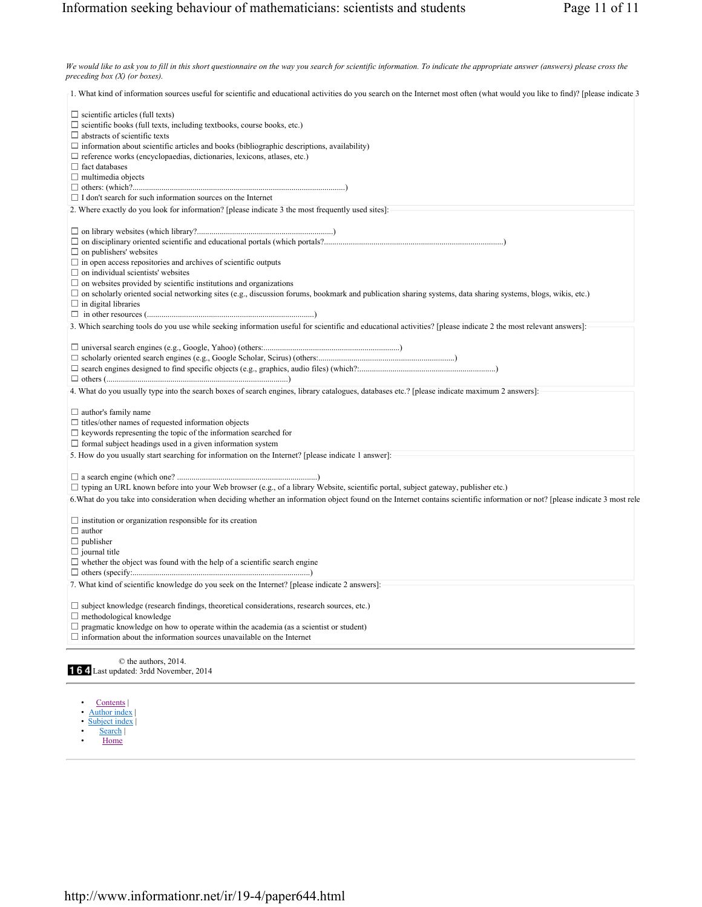*We would like to ask you to fill in this short questionnaire on the way you search for scientific information. To indicate the appropriate answer (answers) please cross the preceding box (X) (or boxes).*

1. What kind of information sources useful for scientific and educational activities do you search on the Internet most often (what would you like to find)? [please indicate 3

☐ scientific articles (full texts)
☐ scientific books (full texts, including textbooks, course books, etc.)
☐ abstracts of scientific texts
☐ information about scientific articles and books (bibliographic descriptions, availability)
☐ reference works (encyclopaedias, dictionaries, lexicons, atlases, etc.)
☐ fact databases
☐ multimedia objects
☐ others: (which?......................................................................................................)
☐ I don't search for such information sources on the Internet

2. Where exactly do you look for information? [please indicate 3 the most frequently used sites]:

☐ on library websites (which library?..................................................................)
☐ on disciplinary oriented scientific and educational portals (which portals?.....................................................................................)
☐ on publishers' websites
☐ in open access repositories and archives of scientific outputs
☐ on individual scientists' websites
☐ on websites provided by scientific institutions and organizations
☐ on scholarly oriented social networking sites (e.g., discussion forums, bookmark and publication sharing systems, data sharing systems, blogs, wikis, etc.)
☐ in digital libraries
☐ in other resources (................................................................................)

3. Which searching tools do you use while seeking information useful for scientific and educational activities? [please indicate 2 the most relevant answers]:

☐ universal search engines (e.g., Google, Yahoo) (others:.................................................................)
☐ scholarly oriented search engines (e.g., Google Scholar, Scirus) (others:.................................................................)
☐ search engines designed to find specific objects (e.g., graphics, audio files) (which?:.................................................................)
☐ others (.......................................................................................)

4. What do you usually type into the search boxes of search engines, library catalogues, databases etc.? [please indicate maximum 2 answers]:

☐ author's family name
☐ titles/other names of requested information objects
☐ keywords representing the topic of the information searched for
☐ formal subject headings used in a given information system

5. How do you usually start searching for information on the Internet? [please indicate 1 answer]:

☐ a search engine (which one? ....................................................................)
☐ typing an URL known before into your Web browser (e.g., of a library Website, scientific portal, subject gateway, publisher etc.)

6.What do you take into consideration when deciding whether an information object found on the Internet contains scientific information or not? [please indicate 3 most rele

☐ institution or organization responsible for its creation
☐ author
☐ publisher
☐ journal title
☐ whether the object was found with the help of a scientific search engine
☐ others (specify:.....................................................................................)

7. What kind of scientific knowledge do you seek on the Internet? [please indicate 2 answers]:

☐ subject knowledge (research findings, theoretical considerations, research sources, etc.)
☐ methodological knowledge
☐ pragmatic knowledge on how to operate within the academia (as a scientist or student)
☐ information about the information sources unavailable on the Internet

---

© the authors, 2014.
Last updated: 3rdd November, 2014

---

- Contents |
- Author index |
- Subject index |
- Search |
- Home